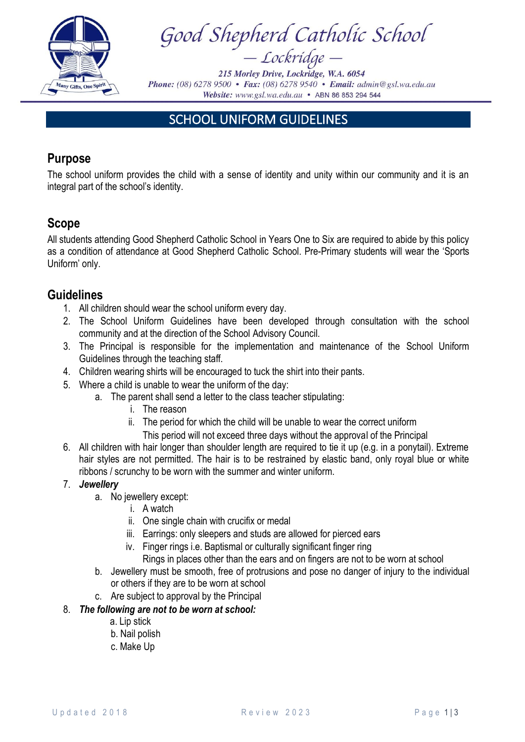# Good Shepherd Catholic School

— Lockridge —

*215 Morley Drive, Lockridge, W.A. 6054*
*Phone: (08) 6278 9500 • Fax: (08) 6278 9540 • Email: admin@gsl.wa.edu.au*
*Website: www.gsl.wa.edu.au* • ABN 86 853 294 544

## SCHOOL UNIFORM GUIDELINES

### Purpose

The school uniform provides the child with a sense of identity and unity within our community and it is an integral part of the school's identity.

### Scope

All students attending Good Shepherd Catholic School in Years One to Six are required to abide by this policy as a condition of attendance at Good Shepherd Catholic School. Pre-Primary students will wear the 'Sports Uniform' only.

### Guidelines

1. All children should wear the school uniform every day.
2. The School Uniform Guidelines have been developed through consultation with the school community and at the direction of the School Advisory Council.
3. The Principal is responsible for the implementation and maintenance of the School Uniform Guidelines through the teaching staff.
4. Children wearing shirts will be encouraged to tuck the shirt into their pants.
5. Where a child is unable to wear the uniform of the day:
   a. The parent shall send a letter to the class teacher stipulating:
      i. The reason
      ii. The period for which the child will be unable to wear the correct uniform
      This period will not exceed three days without the approval of the Principal
6. All children with hair longer than shoulder length are required to tie it up (e.g. in a ponytail). Extreme hair styles are not permitted. The hair is to be restrained by elastic band, only royal blue or white ribbons / scrunchy to be worn with the summer and winter uniform.
7. ***Jewellery***
   a. No jewellery except:
      i. A watch
      ii. One single chain with crucifix or medal
      iii. Earrings: only sleepers and studs are allowed for pierced ears
      iv. Finger rings i.e. Baptismal or culturally significant finger ring
      Rings in places other than the ears and on fingers are not to be worn at school
   b. Jewellery must be smooth, free of protrusions and pose no danger of injury to the individual or others if they are to be worn at school
   c. Are subject to approval by the Principal
8. ***The following are not to be worn at school:***
   a. Lip stick
   b. Nail polish
   c. Make Up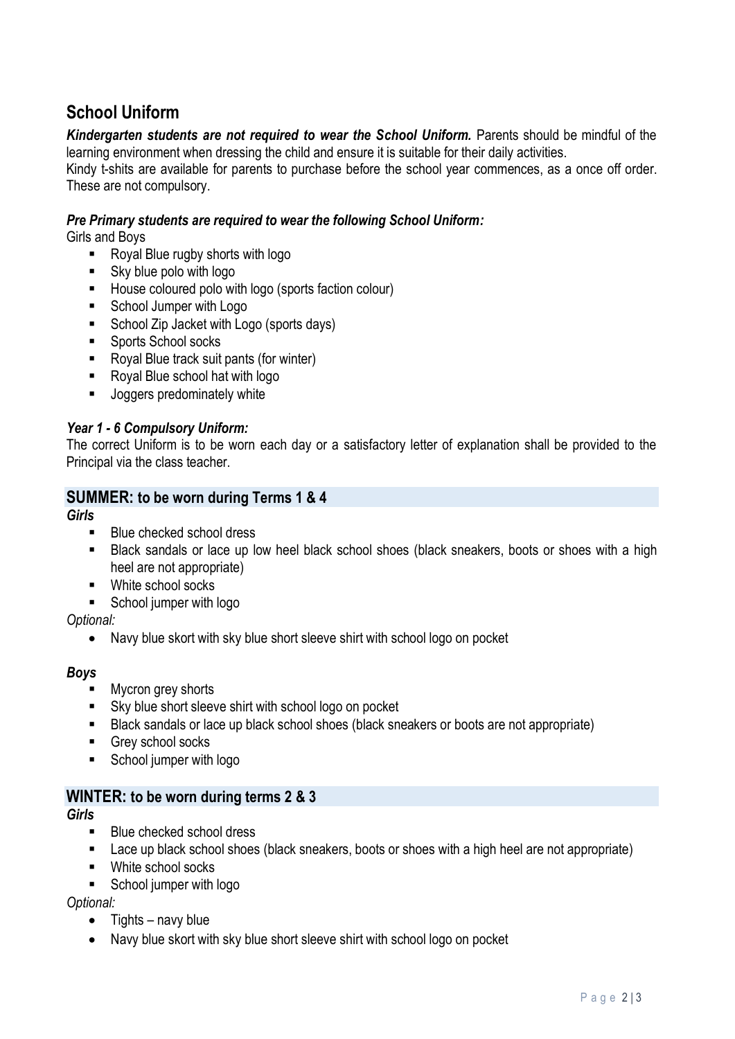## School Uniform

***Kindergarten students are not required to wear the School Uniform.*** Parents should be mindful of the learning environment when dressing the child and ensure it is suitable for their daily activities.
Kindy t-shits are available for parents to purchase before the school year commences, as a once off order. These are not compulsory.

***Pre Primary students are required to wear the following School Uniform:***

Girls and Boys

- Royal Blue rugby shorts with logo
- Sky blue polo with logo
- House coloured polo with logo (sports faction colour)
- School Jumper with Logo
- School Zip Jacket with Logo (sports days)
- Sports School socks
- Royal Blue track suit pants (for winter)
- Royal Blue school hat with logo
- Joggers predominately white

***Year 1 - 6 Compulsory Uniform:***

The correct Uniform is to be worn each day or a satisfactory letter of explanation shall be provided to the Principal via the class teacher.

### SUMMER: to be worn during Terms 1 & 4

***Girls***

- Blue checked school dress
- Black sandals or lace up low heel black school shoes (black sneakers, boots or shoes with a high heel are not appropriate)
- White school socks
- School jumper with logo

*Optional:*

- Navy blue skort with sky blue short sleeve shirt with school logo on pocket

***Boys***

- Mycron grey shorts
- Sky blue short sleeve shirt with school logo on pocket
- Black sandals or lace up black school shoes (black sneakers or boots are not appropriate)
- Grey school socks
- School jumper with logo

### WINTER: to be worn during terms 2 & 3

***Girls***

- Blue checked school dress
- Lace up black school shoes (black sneakers, boots or shoes with a high heel are not appropriate)
- White school socks
- School jumper with logo

*Optional:*

- Tights – navy blue
- Navy blue skort with sky blue short sleeve shirt with school logo on pocket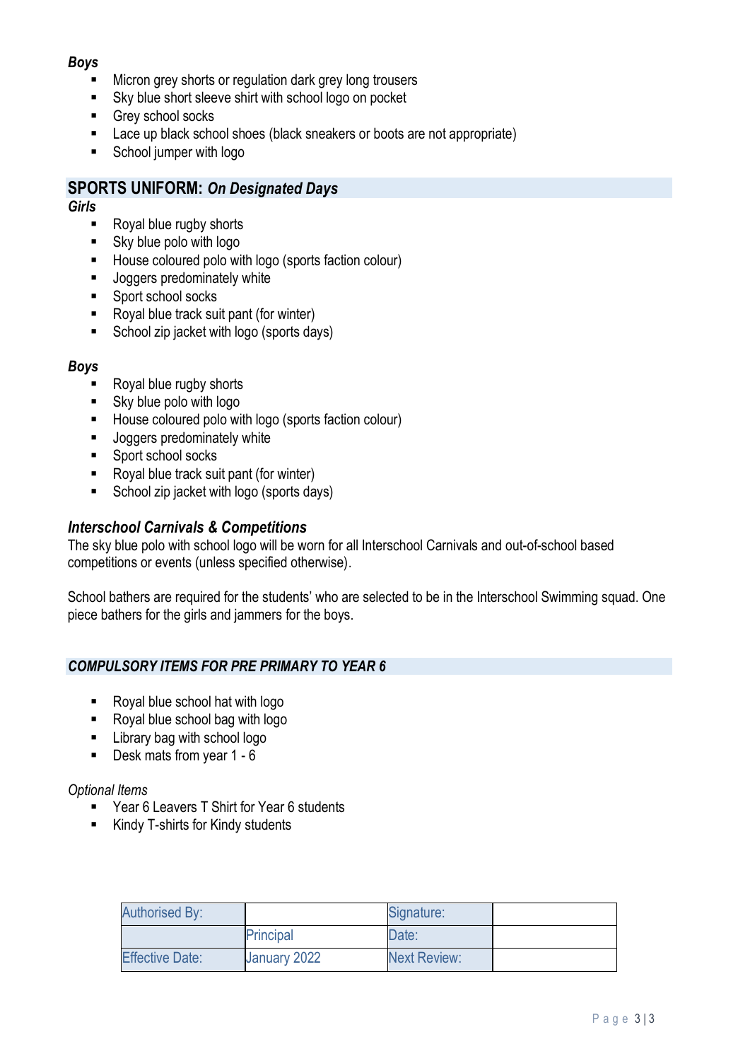***Boys***

- Micron grey shorts or regulation dark grey long trousers
- Sky blue short sleeve shirt with school logo on pocket
- Grey school socks
- Lace up black school shoes (black sneakers or boots are not appropriate)
- School jumper with logo

## SPORTS UNIFORM: *On Designated Days*

***Girls***

- Royal blue rugby shorts
- Sky blue polo with logo
- House coloured polo with logo (sports faction colour)
- Joggers predominately white
- Sport school socks
- Royal blue track suit pant (for winter)
- School zip jacket with logo (sports days)

***Boys***

- Royal blue rugby shorts
- Sky blue polo with logo
- House coloured polo with logo (sports faction colour)
- Joggers predominately white
- Sport school socks
- Royal blue track suit pant (for winter)
- School zip jacket with logo (sports days)

### *Interschool Carnivals & Competitions*

The sky blue polo with school logo will be worn for all Interschool Carnivals and out-of-school based competitions or events (unless specified otherwise).

School bathers are required for the students' who are selected to be in the Interschool Swimming squad. One piece bathers for the girls and jammers for the boys.

## *COMPULSORY ITEMS FOR PRE PRIMARY TO YEAR 6*

- Royal blue school hat with logo
- Royal blue school bag with logo
- Library bag with school logo
- Desk mats from year 1 - 6

*Optional Items*

- Year 6 Leavers T Shirt for Year 6 students
- Kindy T-shirts for Kindy students

| | | | |
|---|---|---|---|
| Authorised By: | | Signature: | |
| | Principal | Date: | |
| Effective Date: | January 2022 | Next Review: | |